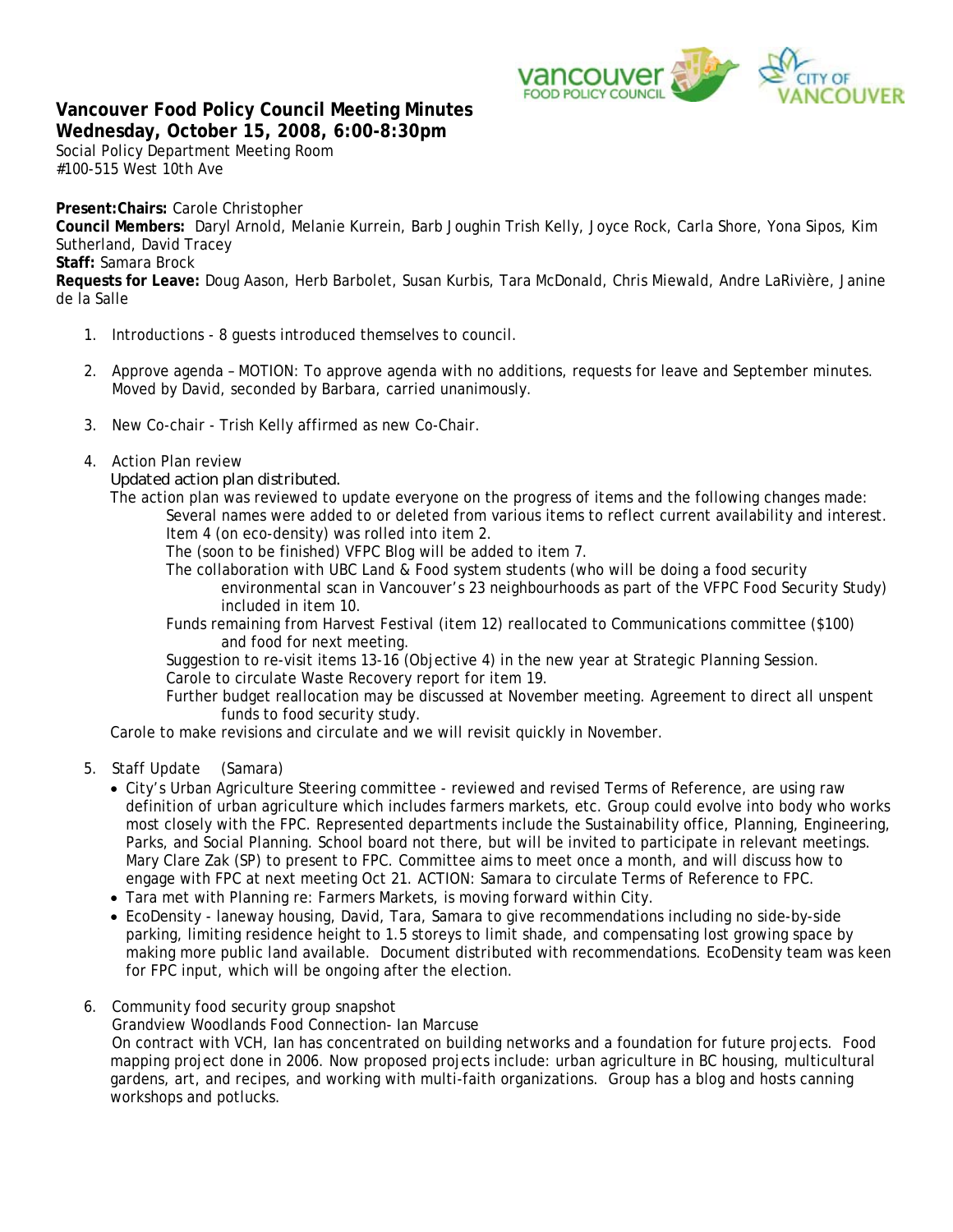# Vancouver Food Policy Council Meeting Minutes

**Wednesday, October 15, 2008, 6:00-8:30pm**

Social Policy Department Meeting Room
#100-515 West 10th Ave

**Present:Chairs:** Carole Christopher
**Council Members:** Daryl Arnold, Melanie Kurrein, Barb Joughin Trish Kelly, Joyce Rock, Carla Shore, Yona Sipos, Kim Sutherland, David Tracey
**Staff:** Samara Brock
**Requests for Leave:** Doug Aason, Herb Barbolet, Susan Kurbis, Tara McDonald, Chris Miewald, Andre LaRivière, Janine de la Salle

1. Introductions - 8 guests introduced themselves to council.

2. Approve agenda – MOTION: To approve agenda with no additions, requests for leave and September minutes. Moved by David, seconded by Barbara, carried unanimously.

3. New Co-chair - Trish Kelly affirmed as new Co-Chair.

4. Action Plan review
   Updated action plan distributed.
   The action plan was reviewed to update everyone on the progress of items and the following changes made:
   - Several names were added to or deleted from various items to reflect current availability and interest.
   - Item 4 (on eco-density) was rolled into item 2.
   - The (soon to be finished) VFPC Blog will be added to item 7.
   - The collaboration with UBC Land & Food system students (who will be doing a food security environmental scan in Vancouver's 23 neighbourhoods as part of the VFPC Food Security Study) included in item 10.
   - Funds remaining from Harvest Festival (item 12) reallocated to Communications committee ($100) and food for next meeting.
   - Suggestion to re-visit items 13-16 (Objective 4) in the new year at Strategic Planning Session.
   - Carole to circulate Waste Recovery report for item 19.
   - Further budget reallocation may be discussed at November meeting. Agreement to direct all unspent funds to food security study.

   Carole to make revisions and circulate and we will revisit quickly in November.

5. Staff Update (Samara)
   - City's Urban Agriculture Steering committee - reviewed and revised Terms of Reference, are using raw definition of urban agriculture which includes farmers markets, etc. Group could evolve into body who works most closely with the FPC. Represented departments include the Sustainability office, Planning, Engineering, Parks, and Social Planning. School board not there, but will be invited to participate in relevant meetings. Mary Clare Zak (SP) to present to FPC. Committee aims to meet once a month, and will discuss how to engage with FPC at next meeting Oct 21. ACTION: Samara to circulate Terms of Reference to FPC.
   - Tara met with Planning re: Farmers Markets, is moving forward within City.
   - EcoDensity - laneway housing, David, Tara, Samara to give recommendations including no side-by-side parking, limiting residence height to 1.5 storeys to limit shade, and compensating lost growing space by making more public land available. Document distributed with recommendations. EcoDensity team was keen for FPC input, which will be ongoing after the election.

6. Community food security group snapshot
   Grandview Woodlands Food Connection- Ian Marcuse
   On contract with VCH, Ian has concentrated on building networks and a foundation for future projects. Food mapping project done in 2006. Now proposed projects include: urban agriculture in BC housing, multicultural gardens, art, and recipes, and working with multi-faith organizations. Group has a blog and hosts canning workshops and potlucks.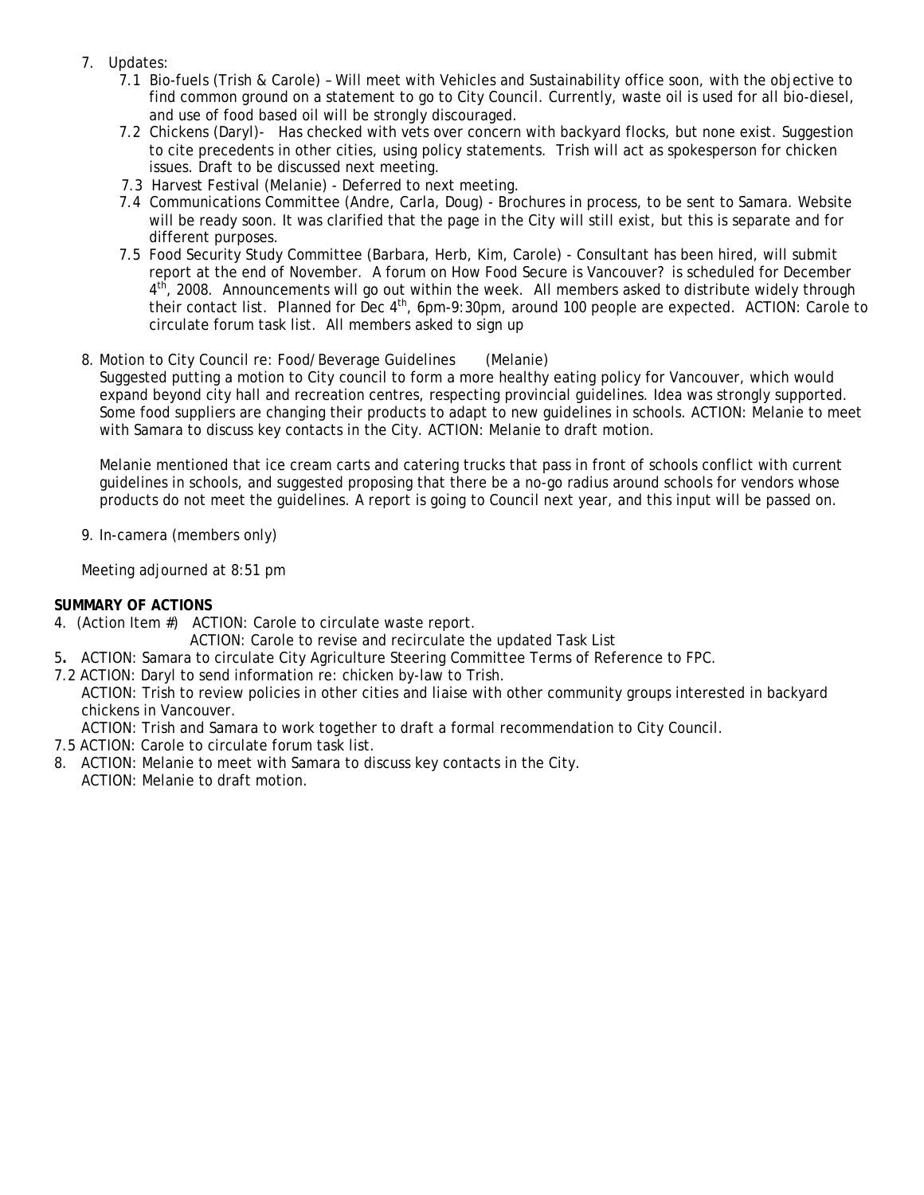7. Updates:
   - 7.1 Bio-fuels (Trish & Carole) – Will meet with Vehicles and Sustainability office soon, with the objective to find common ground on a statement to go to City Council. Currently, waste oil is used for all bio-diesel, and use of food based oil will be strongly discouraged.
   - 7.2 Chickens (Daryl)- Has checked with vets over concern with backyard flocks, but none exist. Suggestion to cite precedents in other cities, using policy statements. Trish will act as spokesperson for chicken issues. Draft to be discussed next meeting.
   - 7.3 Harvest Festival (Melanie) - Deferred to next meeting.
   - 7.4 Communications Committee (Andre, Carla, Doug) - Brochures in process, to be sent to Samara. Website will be ready soon. It was clarified that the page in the City will still exist, but this is separate and for different purposes.
   - 7.5 Food Security Study Committee (Barbara, Herb, Kim, Carole) - Consultant has been hired, will submit report at the end of November. A forum on How Food Secure is Vancouver? is scheduled for December 4th, 2008. Announcements will go out within the week. All members asked to distribute widely through their contact list. Planned for Dec 4th, 6pm-9:30pm, around 100 people are expected. ACTION: Carole to circulate forum task list. All members asked to sign up

8. Motion to City Council re: Food/Beverage Guidelines (Melanie)

   Suggested putting a motion to City council to form a more healthy eating policy for Vancouver, which would expand beyond city hall and recreation centres, respecting provincial guidelines. Idea was strongly supported. Some food suppliers are changing their products to adapt to new guidelines in schools. ACTION: Melanie to meet with Samara to discuss key contacts in the City. ACTION: Melanie to draft motion.

   Melanie mentioned that ice cream carts and catering trucks that pass in front of schools conflict with current guidelines in schools, and suggested proposing that there be a no-go radius around schools for vendors whose products do not meet the guidelines. A report is going to Council next year, and this input will be passed on.

9. In-camera (members only)

   Meeting adjourned at 8:51 pm

**SUMMARY OF ACTIONS**

4. (Action Item #) ACTION: Carole to circulate waste report.
   ACTION: Carole to revise and recirculate the updated Task List

5. ACTION: Samara to circulate City Agriculture Steering Committee Terms of Reference to FPC.

7.2 ACTION: Daryl to send information re: chicken by-law to Trish.
   ACTION: Trish to review policies in other cities and liaise with other community groups interested in backyard chickens in Vancouver.
   ACTION: Trish and Samara to work together to draft a formal recommendation to City Council.

7.5 ACTION: Carole to circulate forum task list.

8. ACTION: Melanie to meet with Samara to discuss key contacts in the City.
   ACTION: Melanie to draft motion.